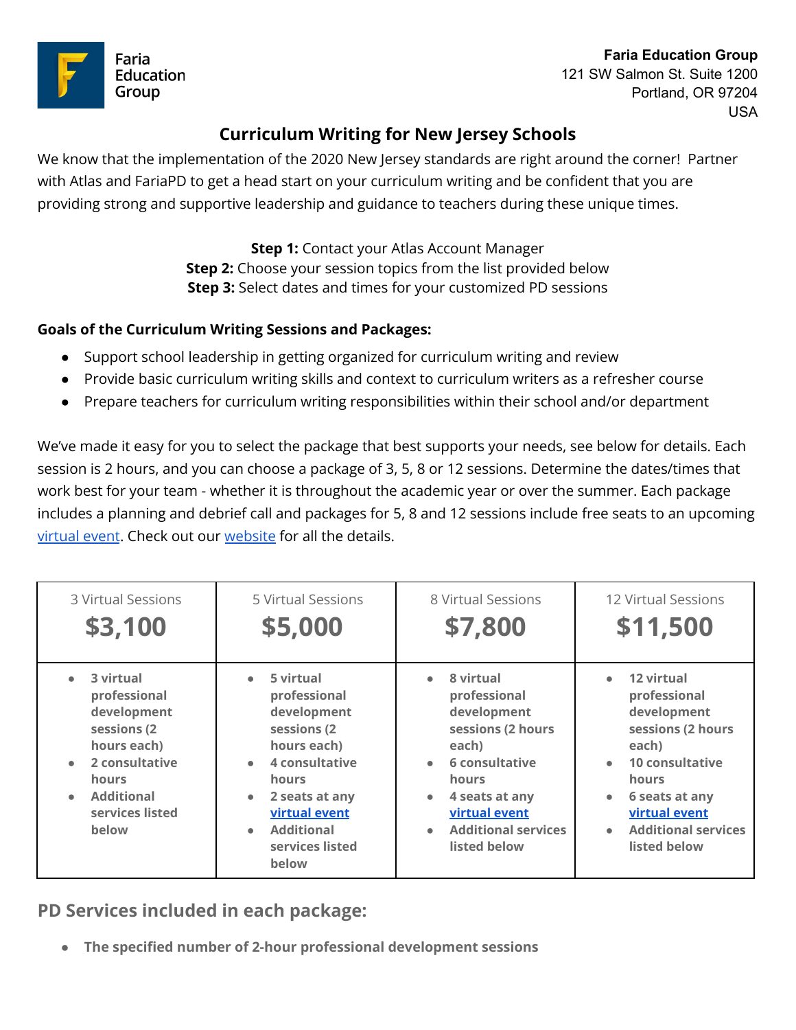Faria Education Group

**Faria Education Group**
121 SW Salmon St. Suite 1200
Portland, OR 97204
USA

# Curriculum Writing for New Jersey Schools

We know that the implementation of the 2020 New Jersey standards are right around the corner! Partner with Atlas and FariaPD to get a head start on your curriculum writing and be confident that you are providing strong and supportive leadership and guidance to teachers during these unique times.

**Step 1:** Contact your Atlas Account Manager
**Step 2:** Choose your session topics from the list provided below
**Step 3:** Select dates and times for your customized PD sessions

**Goals of the Curriculum Writing Sessions and Packages:**

- Support school leadership in getting organized for curriculum writing and review
- Provide basic curriculum writing skills and context to curriculum writers as a refresher course
- Prepare teachers for curriculum writing responsibilities within their school and/or department

We've made it easy for you to select the package that best supports your needs, see below for details. Each session is 2 hours, and you can choose a package of 3, 5, 8 or 12 sessions. Determine the dates/times that work best for your team - whether it is throughout the academic year or over the summer. Each package includes a planning and debrief call and packages for 5, 8 and 12 sessions include free seats to an upcoming [virtual event](). Check out our [website]() for all the details.

| 3 Virtual Sessions **$3,100** | 5 Virtual Sessions **$5,000** | 8 Virtual Sessions **$7,800** | 12 Virtual Sessions **$11,500** |
|---|---|---|---|
| • **3 virtual professional development sessions (2 hours each)**<br>• **2 consultative hours**<br>• **Additional services listed below** | • **5 virtual professional development sessions (2 hours each)**<br>• **4 consultative hours**<br>• **2 seats at any [virtual event]()**<br>• **Additional services listed below** | • **8 virtual professional development sessions (2 hours each)**<br>• **6 consultative hours**<br>• **4 seats at any [virtual event]()**<br>• **Additional services listed below** | • **12 virtual professional development sessions (2 hours each)**<br>• **10 consultative hours**<br>• **6 seats at any [virtual event]()**<br>• **Additional services listed below** |

## PD Services included in each package:

- **The specified number of 2-hour professional development sessions**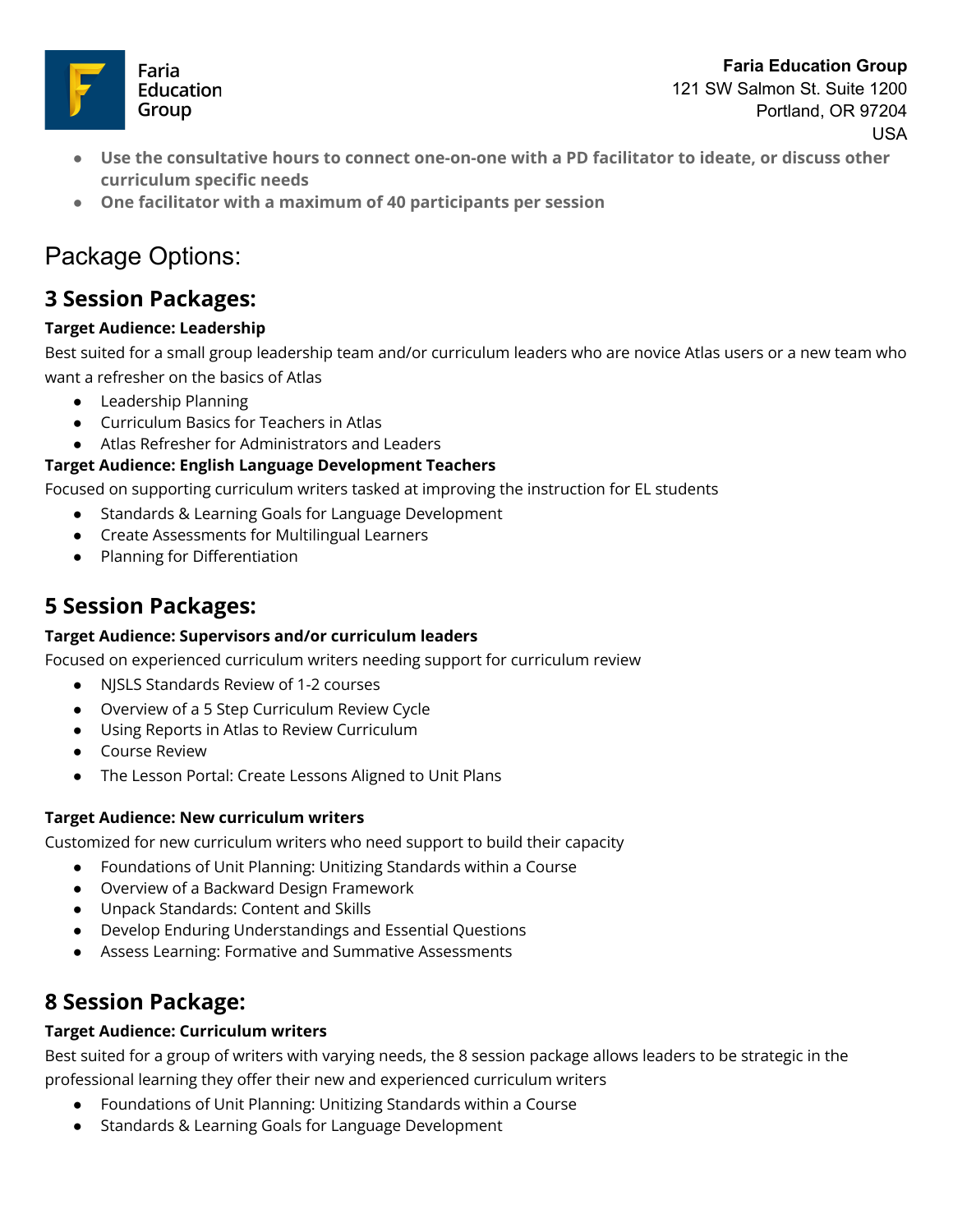- **Use the consultative hours to connect one-on-one with a PD facilitator to ideate, or discuss other curriculum specific needs**
- **One facilitator with a maximum of 40 participants per session**

# Package Options:

## 3 Session Packages:

**Target Audience: Leadership**

Best suited for a small group leadership team and/or curriculum leaders who are novice Atlas users or a new team who want a refresher on the basics of Atlas

- Leadership Planning
- Curriculum Basics for Teachers in Atlas
- Atlas Refresher for Administrators and Leaders

**Target Audience: English Language Development Teachers**

Focused on supporting curriculum writers tasked at improving the instruction for EL students

- Standards & Learning Goals for Language Development
- Create Assessments for Multilingual Learners
- Planning for Differentiation

## 5 Session Packages:

**Target Audience: Supervisors and/or curriculum leaders**

Focused on experienced curriculum writers needing support for curriculum review

- NJSLS Standards Review of 1-2 courses
- Overview of a 5 Step Curriculum Review Cycle
- Using Reports in Atlas to Review Curriculum
- Course Review
- The Lesson Portal: Create Lessons Aligned to Unit Plans

**Target Audience: New curriculum writers**

Customized for new curriculum writers who need support to build their capacity

- Foundations of Unit Planning: Unitizing Standards within a Course
- Overview of a Backward Design Framework
- Unpack Standards: Content and Skills
- Develop Enduring Understandings and Essential Questions
- Assess Learning: Formative and Summative Assessments

## 8 Session Package:

**Target Audience: Curriculum writers**

Best suited for a group of writers with varying needs, the 8 session package allows leaders to be strategic in the professional learning they offer their new and experienced curriculum writers

- Foundations of Unit Planning: Unitizing Standards within a Course
- Standards & Learning Goals for Language Development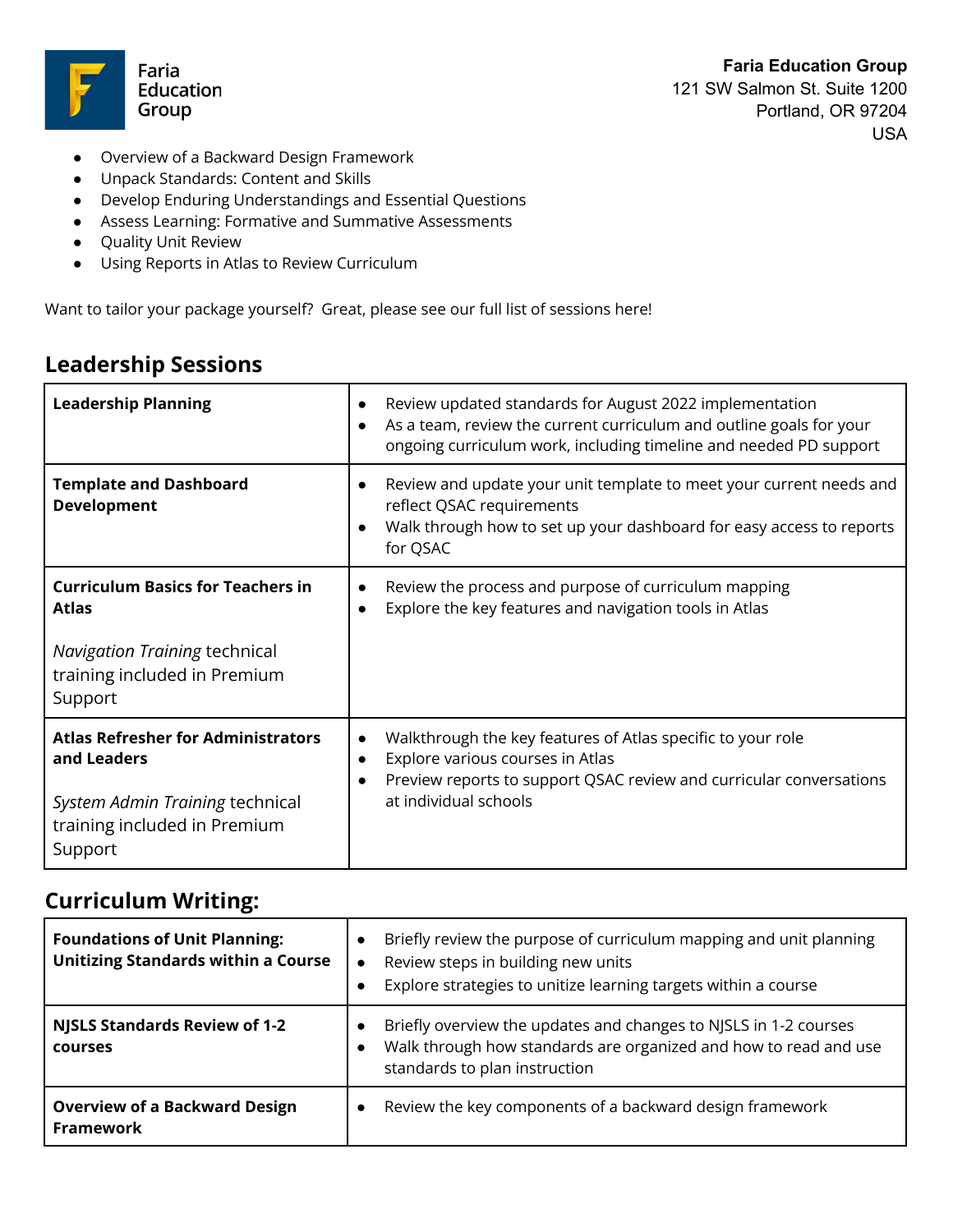- Overview of a Backward Design Framework
- Unpack Standards: Content and Skills
- Develop Enduring Understandings and Essential Questions
- Assess Learning: Formative and Summative Assessments
- Quality Unit Review
- Using Reports in Atlas to Review Curriculum

Want to tailor your package yourself? Great, please see our full list of sessions here!

## Leadership Sessions

| | |
|---|---|
| **Leadership Planning** | • Review updated standards for August 2022 implementation<br>• As a team, review the current curriculum and outline goals for your ongoing curriculum work, including timeline and needed PD support |
| **Template and Dashboard Development** | • Review and update your unit template to meet your current needs and reflect QSAC requirements<br>• Walk through how to set up your dashboard for easy access to reports for QSAC |
| **Curriculum Basics for Teachers in Atlas**<br><br>*Navigation Training* technical training included in Premium Support | • Review the process and purpose of curriculum mapping<br>• Explore the key features and navigation tools in Atlas |
| **Atlas Refresher for Administrators and Leaders**<br><br>*System Admin Training* technical training included in Premium Support | • Walkthrough the key features of Atlas specific to your role<br>• Explore various courses in Atlas<br>• Preview reports to support QSAC review and curricular conversations at individual schools |

## Curriculum Writing:

| | |
|---|---|
| **Foundations of Unit Planning: Unitizing Standards within a Course** | • Briefly review the purpose of curriculum mapping and unit planning<br>• Review steps in building new units<br>• Explore strategies to unitize learning targets within a course |
| **NJSLS Standards Review of 1-2 courses** | • Briefly overview the updates and changes to NJSLS in 1-2 courses<br>• Walk through how standards are organized and how to read and use standards to plan instruction |
| **Overview of a Backward Design Framework** | • Review the key components of a backward design framework |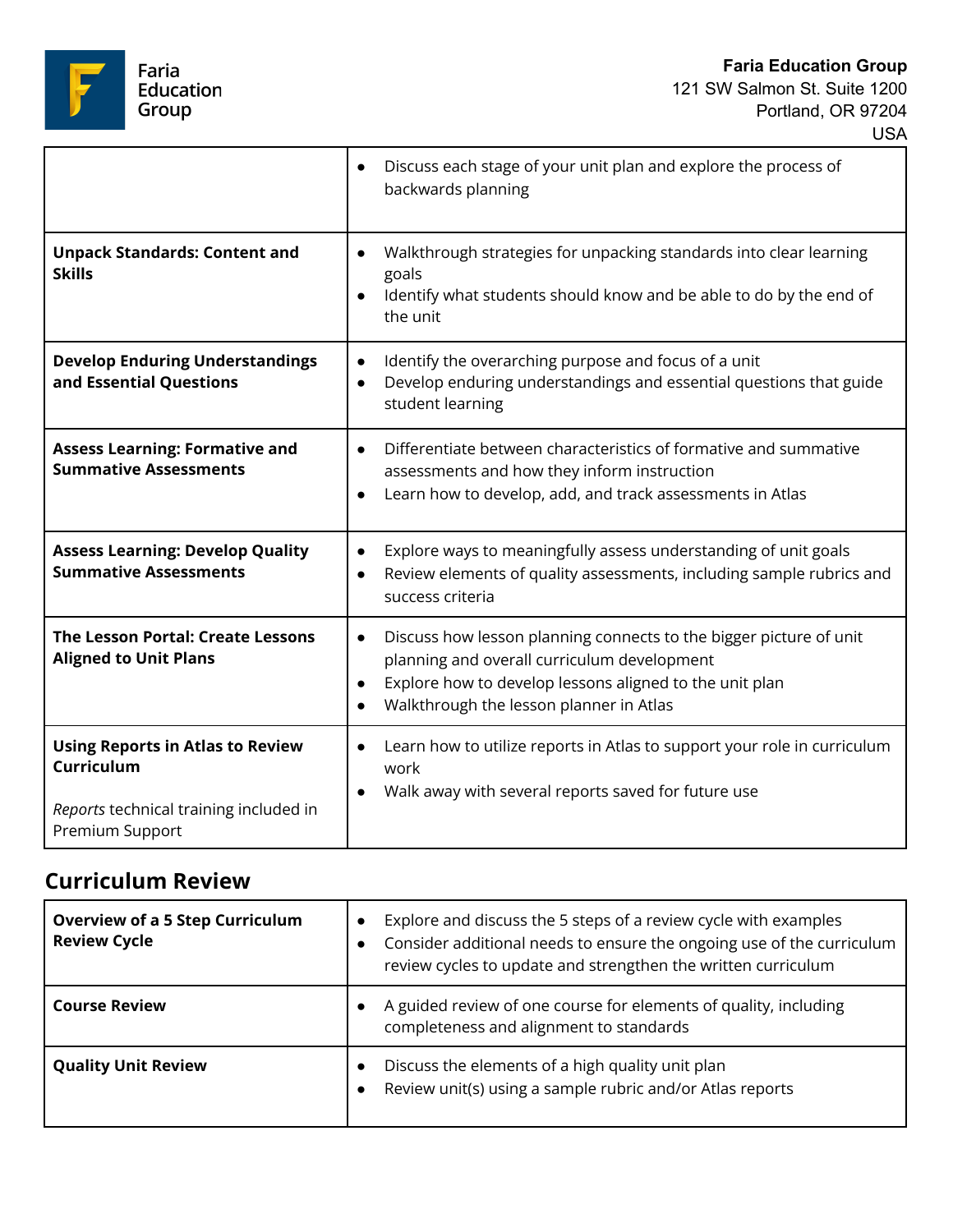| | |
|---|---|
| | • Discuss each stage of your unit plan and explore the process of backwards planning |
| **Unpack Standards: Content and Skills** | • Walkthrough strategies for unpacking standards into clear learning goals<br>• Identify what students should know and be able to do by the end of the unit |
| **Develop Enduring Understandings and Essential Questions** | • Identify the overarching purpose and focus of a unit<br>• Develop enduring understandings and essential questions that guide student learning |
| **Assess Learning: Formative and Summative Assessments** | • Differentiate between characteristics of formative and summative assessments and how they inform instruction<br>• Learn how to develop, add, and track assessments in Atlas |
| **Assess Learning: Develop Quality Summative Assessments** | • Explore ways to meaningfully assess understanding of unit goals<br>• Review elements of quality assessments, including sample rubrics and success criteria |
| **The Lesson Portal: Create Lessons Aligned to Unit Plans** | • Discuss how lesson planning connects to the bigger picture of unit planning and overall curriculum development<br>• Explore how to develop lessons aligned to the unit plan<br>• Walkthrough the lesson planner in Atlas |
| **Using Reports in Atlas to Review Curriculum**<br><br>*Reports* technical training included in Premium Support | • Learn how to utilize reports in Atlas to support your role in curriculum work<br>• Walk away with several reports saved for future use |

## Curriculum Review

| | |
|---|---|
| **Overview of a 5 Step Curriculum Review Cycle** | • Explore and discuss the 5 steps of a review cycle with examples<br>• Consider additional needs to ensure the ongoing use of the curriculum review cycles to update and strengthen the written curriculum |
| **Course Review** | • A guided review of one course for elements of quality, including completeness and alignment to standards |
| **Quality Unit Review** | • Discuss the elements of a high quality unit plan<br>• Review unit(s) using a sample rubric and/or Atlas reports |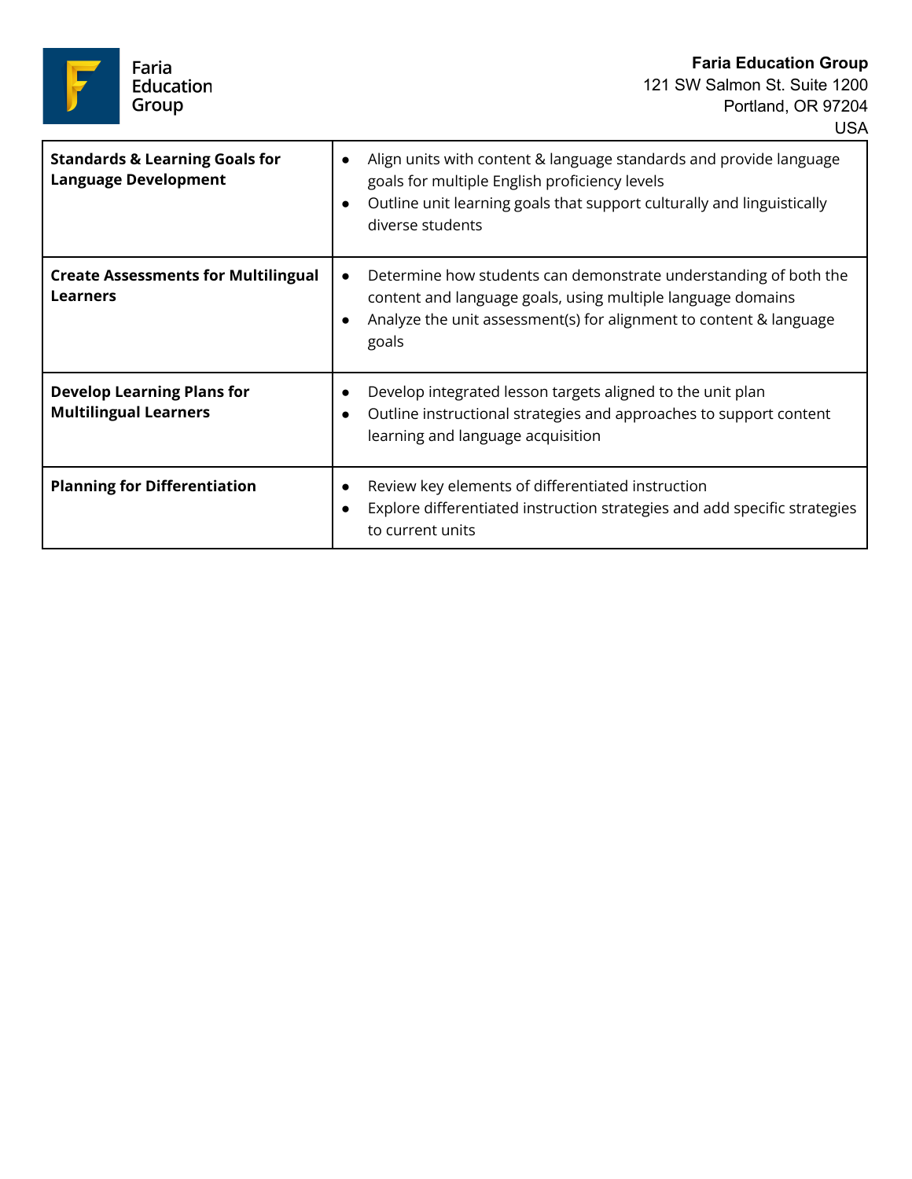| | |
|---|---|
| **Standards & Learning Goals for Language Development** | • Align units with content & language standards and provide language goals for multiple English proficiency levels<br>• Outline unit learning goals that support culturally and linguistically diverse students |
| **Create Assessments for Multilingual Learners** | • Determine how students can demonstrate understanding of both the content and language goals, using multiple language domains<br>• Analyze the unit assessment(s) for alignment to content & language goals |
| **Develop Learning Plans for Multilingual Learners** | • Develop integrated lesson targets aligned to the unit plan<br>• Outline instructional strategies and approaches to support content learning and language acquisition |
| **Planning for Differentiation** | • Review key elements of differentiated instruction<br>• Explore differentiated instruction strategies and add specific strategies to current units |